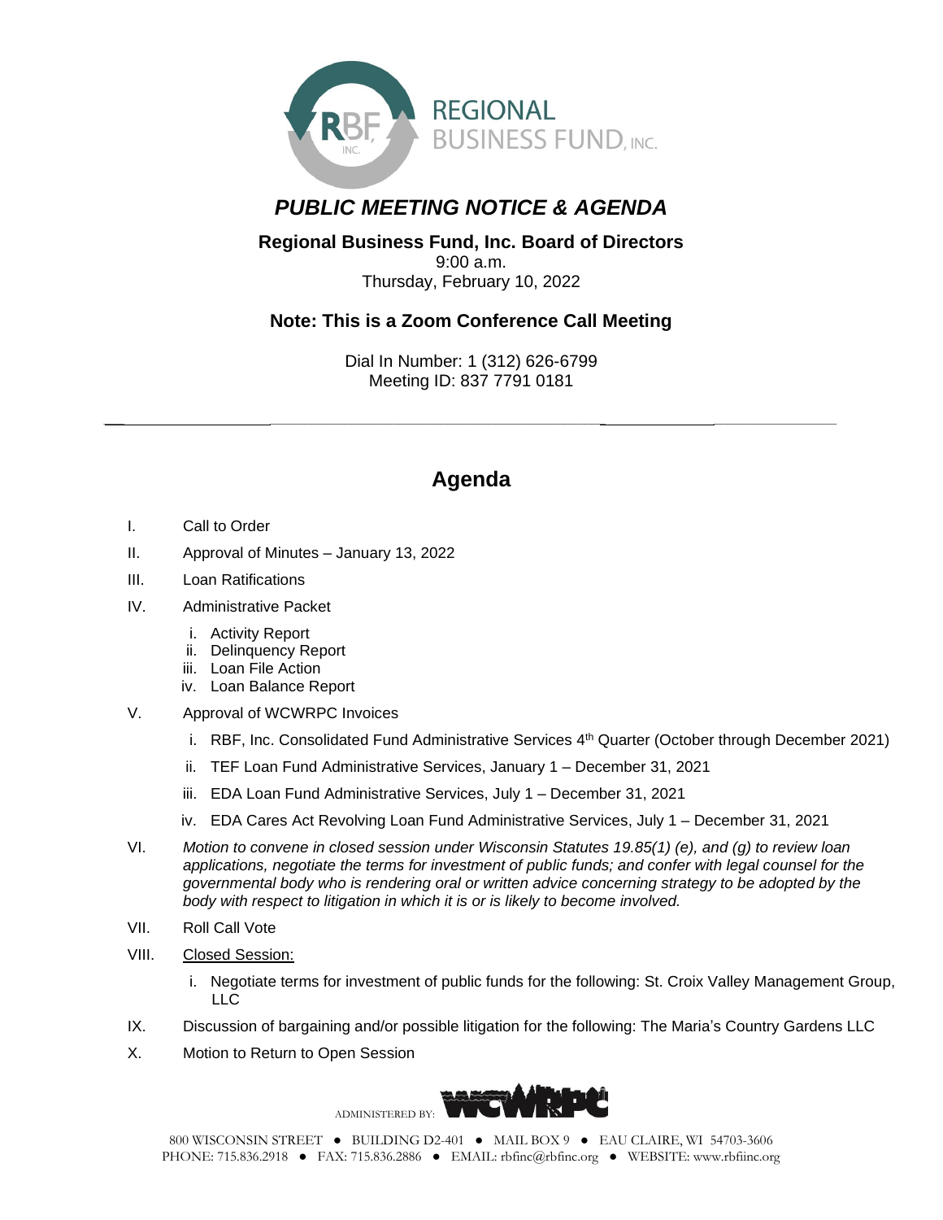REGIONAL BUSINESS FUND, INC.

# *PUBLIC MEETING NOTICE & AGENDA*

**Regional Business Fund, Inc. Board of Directors**
9:00 a.m.
Thursday, February 10, 2022

**Note: This is a Zoom Conference Call Meeting**

Dial In Number: 1 (312) 626-6799
Meeting ID: 837 7791 0181

---

## Agenda

I. Call to Order

II. Approval of Minutes – January 13, 2022

III. Loan Ratifications

IV. Administrative Packet
   - i. Activity Report
   - ii. Delinquency Report
   - iii. Loan File Action
   - iv. Loan Balance Report

V. Approval of WCWRPC Invoices
   - i. RBF, Inc. Consolidated Fund Administrative Services 4th Quarter (October through December 2021)
   - ii. TEF Loan Fund Administrative Services, January 1 – December 31, 2021
   - iii. EDA Loan Fund Administrative Services, July 1 – December 31, 2021
   - iv. EDA Cares Act Revolving Loan Fund Administrative Services, July 1 – December 31, 2021

VI. *Motion to convene in closed session under Wisconsin Statutes 19.85(1) (e), and (g) to review loan applications, negotiate the terms for investment of public funds; and confer with legal counsel for the governmental body who is rendering oral or written advice concerning strategy to be adopted by the body with respect to litigation in which it is or is likely to become involved.*

VII. Roll Call Vote

VIII. Closed Session:
   - i. Negotiate terms for investment of public funds for the following: St. Croix Valley Management Group, LLC

IX. Discussion of bargaining and/or possible litigation for the following: The Maria's Country Gardens LLC

X. Motion to Return to Open Session

ADMINISTERED BY: WCWRPC

800 WISCONSIN STREET ● BUILDING D2-401 ● MAIL BOX 9 ● EAU CLAIRE, WI 54703-3606
PHONE: 715.836.2918 ● FAX: 715.836.2886 ● EMAIL: rbfinc@rbfinc.org ● WEBSITE: www.rbfiinc.org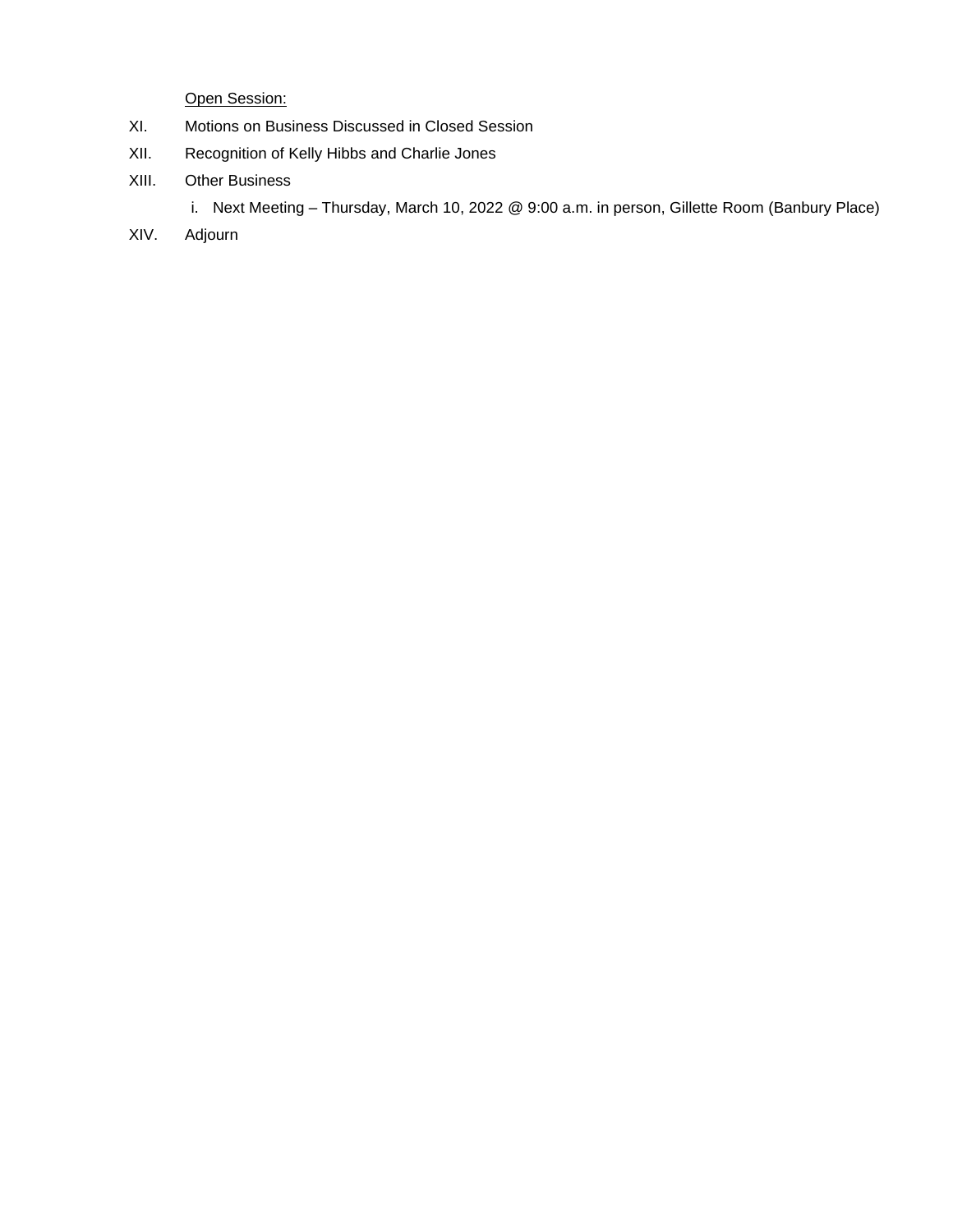Open Session:

XI. Motions on Business Discussed in Closed Session

XII. Recognition of Kelly Hibbs and Charlie Jones

XIII. Other Business

i. Next Meeting – Thursday, March 10, 2022 @ 9:00 a.m. in person, Gillette Room (Banbury Place)

XIV. Adjourn